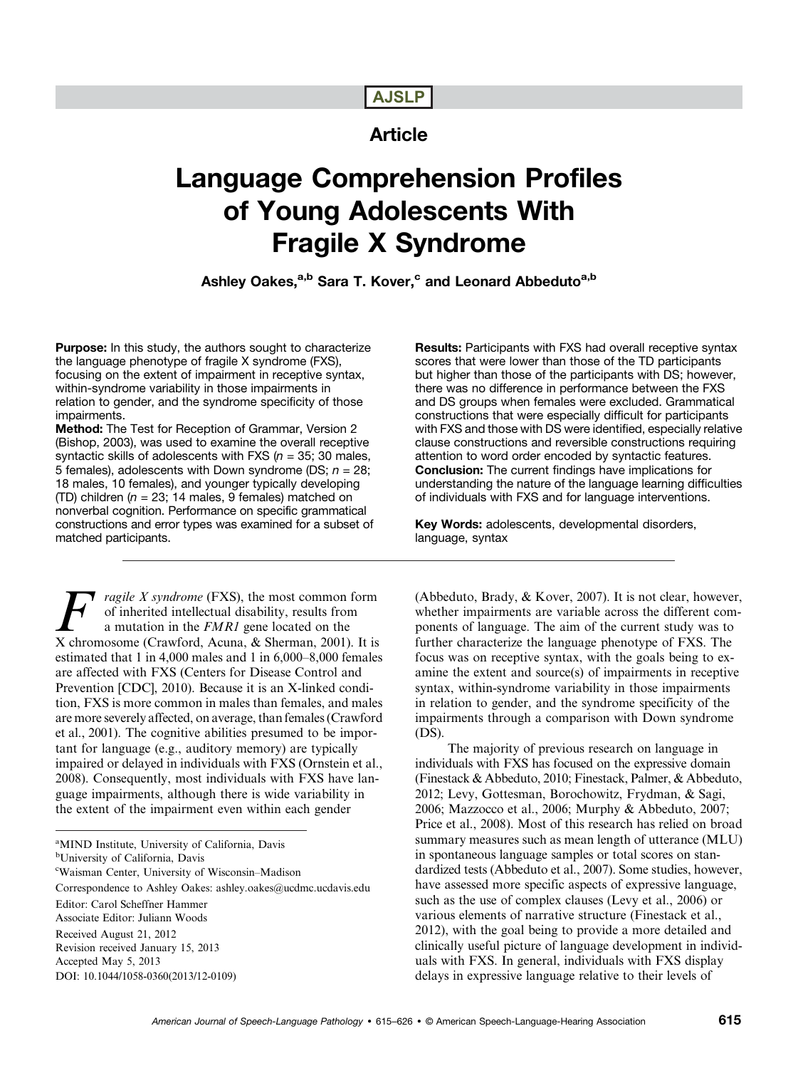AJSLP

Article

# Language Comprehension Profiles of Young Adolescents With Fragile X Syndrome

**Ashley Oakes,[a,b] Sara T. Kover,[c] and Leonard Abbeduto[a,b]**

**Purpose:** In this study, the authors sought to characterize the language phenotype of fragile X syndrome (FXS), focusing on the extent of impairment in receptive syntax, within-syndrome variability in those impairments in relation to gender, and the syndrome specificity of those impairments.

**Method:** The Test for Reception of Grammar, Version 2 (Bishop, 2003), was used to examine the overall receptive syntactic skills of adolescents with FXS (*n* = 35; 30 males, 5 females), adolescents with Down syndrome (DS; *n* = 28; 18 males, 10 females), and younger typically developing (TD) children (*n* = 23; 14 males, 9 females) matched on nonverbal cognition. Performance on specific grammatical constructions and error types was examined for a subset of matched participants.

**Results:** Participants with FXS had overall receptive syntax scores that were lower than those of the TD participants but higher than those of the participants with DS; however, there was no difference in performance between the FXS and DS groups when females were excluded. Grammatical constructions that were especially difficult for participants with FXS and those with DS were identified, especially relative clause constructions and reversible constructions requiring attention to word order encoded by syntactic features.

**Conclusion:** The current findings have implications for understanding the nature of the language learning difficulties of individuals with FXS and for language interventions.

**Key Words:** adolescents, developmental disorders, language, syntax

*Fragile X syndrome* (FXS), the most common form of inherited intellectual disability, results from a mutation in the *FMR1* gene located on the X chromosome (Crawford, Acuna, & Sherman, 2001). It is estimated that 1 in 4,000 males and 1 in 6,000–8,000 females are affected with FXS (Centers for Disease Control and Prevention [CDC], 2010). Because it is an X-linked condition, FXS is more common in males than females, and males are more severely affected, on average, than females (Crawford et al., 2001). The cognitive abilities presumed to be important for language (e.g., auditory memory) are typically impaired or delayed in individuals with FXS (Ornstein et al., 2008). Consequently, most individuals with FXS have language impairments, although there is wide variability in the extent of the impairment even within each gender (Abbeduto, Brady, & Kover, 2007). It is not clear, however, whether impairments are variable across the different components of language. The aim of the current study was to further characterize the language phenotype of FXS. The focus was on receptive syntax, with the goals being to examine the extent and source(s) of impairments in receptive syntax, within-syndrome variability in those impairments in relation to gender, and the syndrome specificity of the impairments through a comparison with Down syndrome (DS).

The majority of previous research on language in individuals with FXS has focused on the expressive domain (Finestack & Abbeduto, 2010; Finestack, Palmer, & Abbeduto, 2012; Levy, Gottesman, Borochowitz, Frydman, & Sagi, 2006; Mazzocco et al., 2006; Murphy & Abbeduto, 2007; Price et al., 2008). Most of this research has relied on broad summary measures such as mean length of utterance (MLU) in spontaneous language samples or total scores on standardized tests (Abbeduto et al., 2007). Some studies, however, have assessed more specific aspects of expressive language, such as the use of complex clauses (Levy et al., 2006) or various elements of narrative structure (Finestack et al., 2012), with the goal being to provide a more detailed and clinically useful picture of language development in individuals with FXS. In general, individuals with FXS display delays in expressive language relative to their levels of

[a]MIND Institute, University of California, Davis
[b]University of California, Davis
[c]Waisman Center, University of Wisconsin–Madison

Correspondence to Ashley Oakes: ashley.oakes@ucdmc.ucdavis.edu

Editor: Carol Scheffner Hammer
Associate Editor: Juliann Woods

Received August 21, 2012
Revision received January 15, 2013
Accepted May 5, 2013
DOI: 10.1044/1058-0360(2013/12-0109)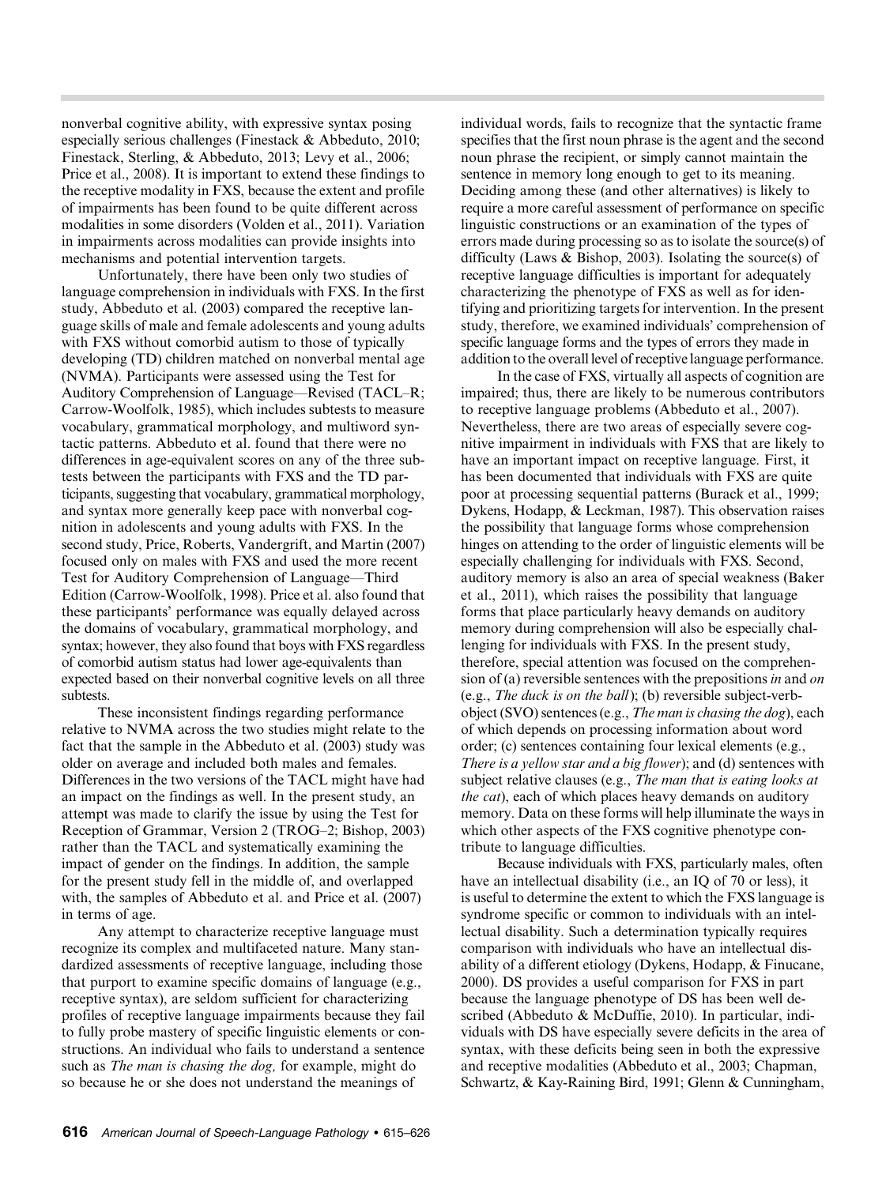nonverbal cognitive ability, with expressive syntax posing especially serious challenges (Finestack & Abbeduto, 2010; Finestack, Sterling, & Abbeduto, 2013; Levy et al., 2006; Price et al., 2008). It is important to extend these findings to the receptive modality in FXS, because the extent and profile of impairments has been found to be quite different across modalities in some disorders (Volden et al., 2011). Variation in impairments across modalities can provide insights into mechanisms and potential intervention targets.

Unfortunately, there have been only two studies of language comprehension in individuals with FXS. In the first study, Abbeduto et al. (2003) compared the receptive language skills of male and female adolescents and young adults with FXS without comorbid autism to those of typically developing (TD) children matched on nonverbal mental age (NVMA). Participants were assessed using the Test for Auditory Comprehension of Language—Revised (TACL–R; Carrow-Woolfolk, 1985), which includes subtests to measure vocabulary, grammatical morphology, and multiword syntactic patterns. Abbeduto et al. found that there were no differences in age-equivalent scores on any of the three subtests between the participants with FXS and the TD participants, suggesting that vocabulary, grammatical morphology, and syntax more generally keep pace with nonverbal cognition in adolescents and young adults with FXS. In the second study, Price, Roberts, Vandergrift, and Martin (2007) focused only on males with FXS and used the more recent Test for Auditory Comprehension of Language—Third Edition (Carrow-Woolfolk, 1998). Price et al. also found that these participants' performance was equally delayed across the domains of vocabulary, grammatical morphology, and syntax; however, they also found that boys with FXS regardless of comorbid autism status had lower age-equivalents than expected based on their nonverbal cognitive levels on all three subtests.

These inconsistent findings regarding performance relative to NVMA across the two studies might relate to the fact that the sample in the Abbeduto et al. (2003) study was older on average and included both males and females. Differences in the two versions of the TACL might have had an impact on the findings as well. In the present study, an attempt was made to clarify the issue by using the Test for Reception of Grammar, Version 2 (TROG–2; Bishop, 2003) rather than the TACL and systematically examining the impact of gender on the findings. In addition, the sample for the present study fell in the middle of, and overlapped with, the samples of Abbeduto et al. and Price et al. (2007) in terms of age.

Any attempt to characterize receptive language must recognize its complex and multifaceted nature. Many standardized assessments of receptive language, including those that purport to examine specific domains of language (e.g., receptive syntax), are seldom sufficient for characterizing profiles of receptive language impairments because they fail to fully probe mastery of specific linguistic elements or constructions. An individual who fails to understand a sentence such as *The man is chasing the dog,* for example, might do so because he or she does not understand the meanings of individual words, fails to recognize that the syntactic frame specifies that the first noun phrase is the agent and the second noun phrase the recipient, or simply cannot maintain the sentence in memory long enough to get to its meaning. Deciding among these (and other alternatives) is likely to require a more careful assessment of performance on specific linguistic constructions or an examination of the types of errors made during processing so as to isolate the source(s) of difficulty (Laws & Bishop, 2003). Isolating the source(s) of receptive language difficulties is important for adequately characterizing the phenotype of FXS as well as for identifying and prioritizing targets for intervention. In the present study, therefore, we examined individuals' comprehension of specific language forms and the types of errors they made in addition to the overall level of receptive language performance.

In the case of FXS, virtually all aspects of cognition are impaired; thus, there are likely to be numerous contributors to receptive language problems (Abbeduto et al., 2007). Nevertheless, there are two areas of especially severe cognitive impairment in individuals with FXS that are likely to have an important impact on receptive language. First, it has been documented that individuals with FXS are quite poor at processing sequential patterns (Burack et al., 1999; Dykens, Hodapp, & Leckman, 1987). This observation raises the possibility that language forms whose comprehension hinges on attending to the order of linguistic elements will be especially challenging for individuals with FXS. Second, auditory memory is also an area of special weakness (Baker et al., 2011), which raises the possibility that language forms that place particularly heavy demands on auditory memory during comprehension will also be especially challenging for individuals with FXS. In the present study, therefore, special attention was focused on the comprehension of (a) reversible sentences with the prepositions *in* and *on* (e.g., *The duck is on the ball*); (b) reversible subject-verb-object (SVO) sentences (e.g., *The man is chasing the dog*), each of which depends on processing information about word order; (c) sentences containing four lexical elements (e.g., *There is a yellow star and a big flower*); and (d) sentences with subject relative clauses (e.g., *The man that is eating looks at the cat*), each of which places heavy demands on auditory memory. Data on these forms will help illuminate the ways in which other aspects of the FXS cognitive phenotype contribute to language difficulties.

Because individuals with FXS, particularly males, often have an intellectual disability (i.e., an IQ of 70 or less), it is useful to determine the extent to which the FXS language is syndrome specific or common to individuals with an intellectual disability. Such a determination typically requires comparison with individuals who have an intellectual disability of a different etiology (Dykens, Hodapp, & Finucane, 2000). DS provides a useful comparison for FXS in part because the language phenotype of DS has been well described (Abbeduto & McDuffie, 2010). In particular, individuals with DS have especially severe deficits in the area of syntax, with these deficits being seen in both the expressive and receptive modalities (Abbeduto et al., 2003; Chapman, Schwartz, & Kay-Raining Bird, 1991; Glenn & Cunningham,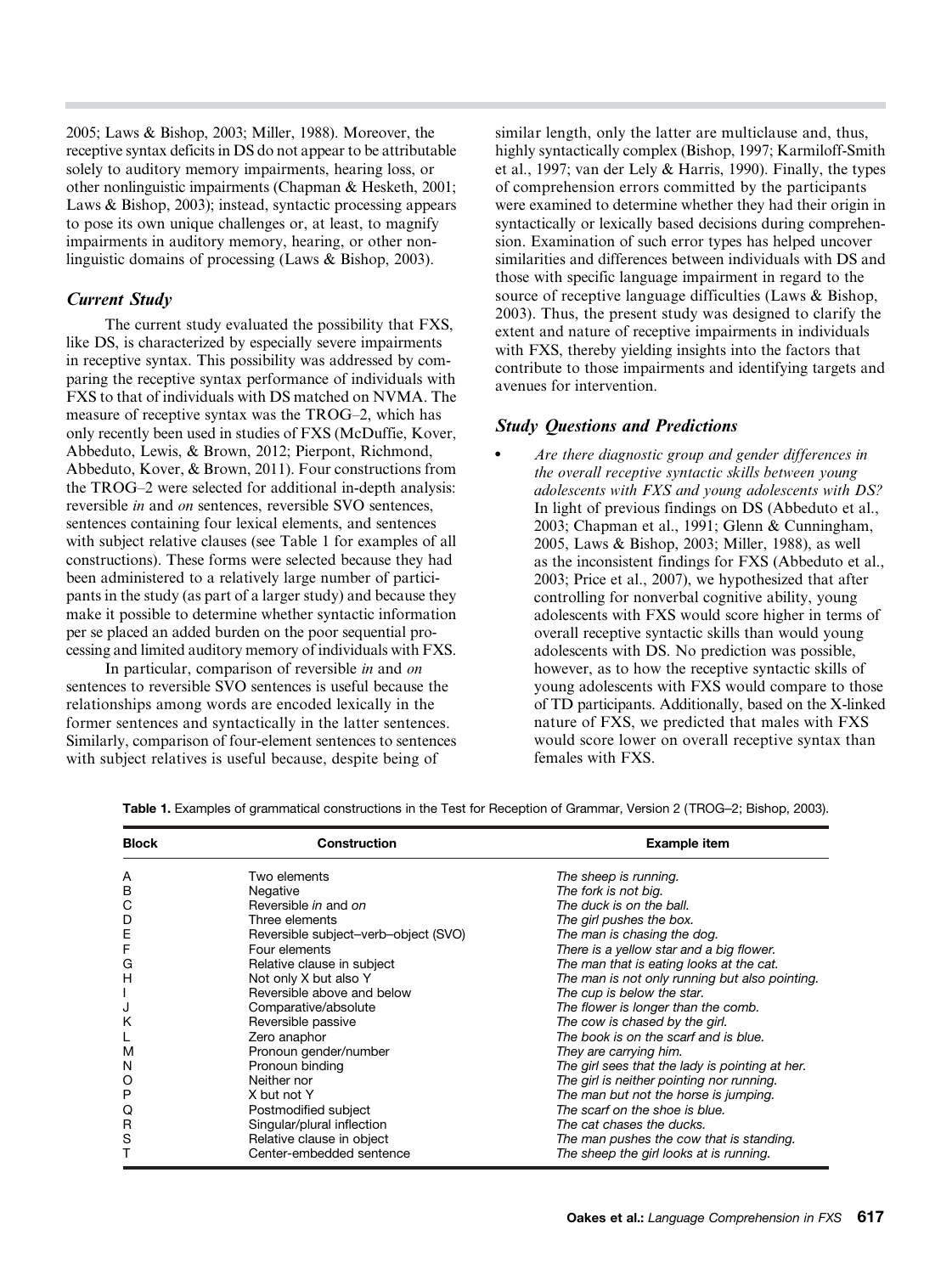2005; Laws & Bishop, 2003; Miller, 1988). Moreover, the receptive syntax deficits in DS do not appear to be attributable solely to auditory memory impairments, hearing loss, or other nonlinguistic impairments (Chapman & Hesketh, 2001; Laws & Bishop, 2003); instead, syntactic processing appears to pose its own unique challenges or, at least, to magnify impairments in auditory memory, hearing, or other nonlinguistic domains of processing (Laws & Bishop, 2003).

### Current Study

The current study evaluated the possibility that FXS, like DS, is characterized by especially severe impairments in receptive syntax. This possibility was addressed by comparing the receptive syntax performance of individuals with FXS to that of individuals with DS matched on NVMA. The measure of receptive syntax was the TROG–2, which has only recently been used in studies of FXS (McDuffie, Kover, Abbeduto, Lewis, & Brown, 2012; Pierpont, Richmond, Abbeduto, Kover, & Brown, 2011). Four constructions from the TROG–2 were selected for additional in-depth analysis: reversible *in* and *on* sentences, reversible SVO sentences, sentences containing four lexical elements, and sentences with subject relative clauses (see Table 1 for examples of all constructions). These forms were selected because they had been administered to a relatively large number of participants in the study (as part of a larger study) and because they make it possible to determine whether syntactic information per se placed an added burden on the poor sequential processing and limited auditory memory of individuals with FXS.

In particular, comparison of reversible *in* and *on* sentences to reversible SVO sentences is useful because the relationships among words are encoded lexically in the former sentences and syntactically in the latter sentences. Similarly, comparison of four-element sentences to sentences with subject relatives is useful because, despite being of similar length, only the latter are multiclause and, thus, highly syntactically complex (Bishop, 1997; Karmiloff-Smith et al., 1997; van der Lely & Harris, 1990). Finally, the types of comprehension errors committed by the participants were examined to determine whether they had their origin in syntactically or lexically based decisions during comprehension. Examination of such error types has helped uncover similarities and differences between individuals with DS and those with specific language impairment in regard to the source of receptive language difficulties (Laws & Bishop, 2003). Thus, the present study was designed to clarify the extent and nature of receptive impairments in individuals with FXS, thereby yielding insights into the factors that contribute to those impairments and identifying targets and avenues for intervention.

### Study Questions and Predictions

- *Are there diagnostic group and gender differences in the overall receptive syntactic skills between young adolescents with FXS and young adolescents with DS?* In light of previous findings on DS (Abbeduto et al., 2003; Chapman et al., 1991; Glenn & Cunningham, 2005, Laws & Bishop, 2003; Miller, 1988), as well as the inconsistent findings for FXS (Abbeduto et al., 2003; Price et al., 2007), we hypothesized that after controlling for nonverbal cognitive ability, young adolescents with FXS would score higher in terms of overall receptive syntactic skills than would young adolescents with DS. No prediction was possible, however, as to how the receptive syntactic skills of young adolescents with FXS would compare to those of TD participants. Additionally, based on the X-linked nature of FXS, we predicted that males with FXS would score lower on overall receptive syntax than females with FXS.

**Table 1.** Examples of grammatical constructions in the Test for Reception of Grammar, Version 2 (TROG–2; Bishop, 2003).

| Block | Construction | Example item |
|---|---|---|
| A | Two elements | *The sheep is running.* |
| B | Negative | *The fork is not big.* |
| C | Reversible *in* and *on* | *The duck is on the ball.* |
| D | Three elements | *The girl pushes the box.* |
| E | Reversible subject–verb–object (SVO) | *The man is chasing the dog.* |
| F | Four elements | *There is a yellow star and a big flower.* |
| G | Relative clause in subject | *The man that is eating looks at the cat.* |
| H | Not only X but also Y | *The man is not only running but also pointing.* |
| I | Reversible above and below | *The cup is below the star.* |
| J | Comparative/absolute | *The flower is longer than the comb.* |
| K | Reversible passive | *The cow is chased by the girl.* |
| L | Zero anaphor | *The book is on the scarf and is blue.* |
| M | Pronoun gender/number | *They are carrying him.* |
| N | Pronoun binding | *The girl sees that the lady is pointing at her.* |
| O | Neither nor | *The girl is neither pointing nor running.* |
| P | X but not Y | *The man but not the horse is jumping.* |
| Q | Postmodified subject | *The scarf on the shoe is blue.* |
| R | Singular/plural inflection | *The cat chases the ducks.* |
| S | Relative clause in object | *The man pushes the cow that is standing.* |
| T | Center-embedded sentence | *The sheep the girl looks at is running.* |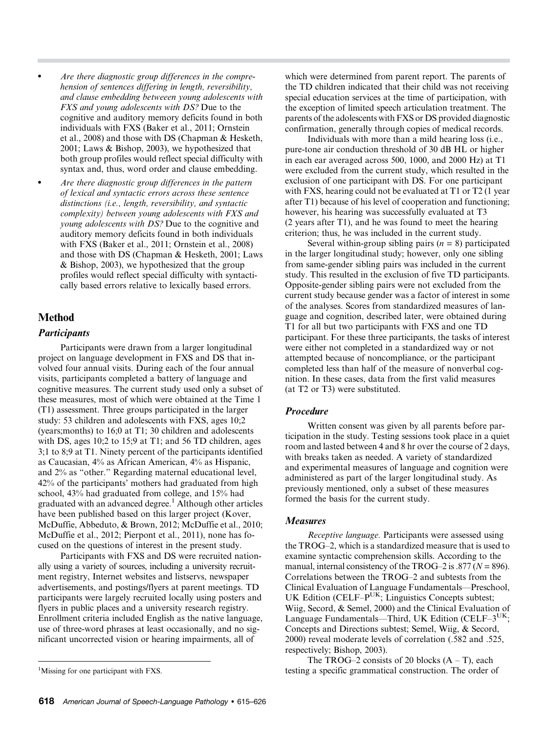- *Are there diagnostic group differences in the comprehension of sentences differing in length, reversibility, and clause embedding between young adolescents with FXS and young adolescents with DS?* Due to the cognitive and auditory memory deficits found in both individuals with FXS (Baker et al., 2011; Ornstein et al., 2008) and those with DS (Chapman & Hesketh, 2001; Laws & Bishop, 2003), we hypothesized that both group profiles would reflect special difficulty with syntax and, thus, word order and clause embedding.
- *Are there diagnostic group differences in the pattern of lexical and syntactic errors across these sentence distinctions (i.e., length, reversibility, and syntactic complexity) between young adolescents with FXS and young adolescents with DS?* Due to the cognitive and auditory memory deficits found in both individuals with FXS (Baker et al., 2011; Ornstein et al., 2008) and those with DS (Chapman & Hesketh, 2001; Laws & Bishop, 2003), we hypothesized that the group profiles would reflect special difficulty with syntactically based errors relative to lexically based errors.

## Method

### Participants

Participants were drawn from a larger longitudinal project on language development in FXS and DS that involved four annual visits. During each of the four annual visits, participants completed a battery of language and cognitive measures. The current study used only a subset of these measures, most of which were obtained at the Time 1 (T1) assessment. Three groups participated in the larger study: 53 children and adolescents with FXS, ages 10;2 (years;months) to 16;0 at T1; 30 children and adolescents with DS, ages 10;2 to 15;9 at T1; and 56 TD children, ages 3;1 to 8;9 at T1. Ninety percent of the participants identified as Caucasian, 4% as African American, 4% as Hispanic, and 2% as "other." Regarding maternal educational level, 42% of the participants' mothers had graduated from high school, 43% had graduated from college, and 15% had graduated with an advanced degree.[1] Although other articles have been published based on this larger project (Kover, McDuffie, Abbeduto, & Brown, 2012; McDuffie et al., 2010; McDuffie et al., 2012; Pierpont et al., 2011), none has focused on the questions of interest in the present study.

Participants with FXS and DS were recruited nationally using a variety of sources, including a university recruitment registry, Internet websites and listservs, newspaper advertisements, and postings/flyers at parent meetings. TD participants were largely recruited locally using posters and flyers in public places and a university research registry. Enrollment criteria included English as the native language, use of three-word phrases at least occasionally, and no significant uncorrected vision or hearing impairments, all of which were determined from parent report. The parents of the TD children indicated that their child was not receiving special education services at the time of participation, with the exception of limited speech articulation treatment. The parents of the adolescents with FXS or DS provided diagnostic confirmation, generally through copies of medical records.

Individuals with more than a mild hearing loss (i.e., pure-tone air conduction threshold of 30 dB HL or higher in each ear averaged across 500, 1000, and 2000 Hz) at T1 were excluded from the current study, which resulted in the exclusion of one participant with DS. For one participant with FXS, hearing could not be evaluated at T1 or T2 (1 year after T1) because of his level of cooperation and functioning; however, his hearing was successfully evaluated at T3 (2 years after T1), and he was found to meet the hearing criterion; thus, he was included in the current study.

Several within-group sibling pairs ($n$ = 8) participated in the larger longitudinal study; however, only one sibling from same-gender sibling pairs was included in the current study. This resulted in the exclusion of five TD participants. Opposite-gender sibling pairs were not excluded from the current study because gender was a factor of interest in some of the analyses. Scores from standardized measures of language and cognition, described later, were obtained during T1 for all but two participants with FXS and one TD participant. For these three participants, the tasks of interest were either not completed in a standardized way or not attempted because of noncompliance, or the participant completed less than half of the measure of nonverbal cognition. In these cases, data from the first valid measures (at T2 or T3) were substituted.

### Procedure

Written consent was given by all parents before participation in the study. Testing sessions took place in a quiet room and lasted between 4 and 8 hr over the course of 2 days, with breaks taken as needed. A variety of standardized and experimental measures of language and cognition were administered as part of the larger longitudinal study. As previously mentioned, only a subset of these measures formed the basis for the current study.

### Measures

*Receptive language.* Participants were assessed using the TROG–2, which is a standardized measure that is used to examine syntactic comprehension skills. According to the manual, internal consistency of the TROG–2 is .877 ($N$ = 896). Correlations between the TROG–2 and subtests from the Clinical Evaluation of Language Fundamentals—Preschool, UK Edition (CELF–P$^{UK}$; Linguistics Concepts subtest; Wiig, Secord, & Semel, 2000) and the Clinical Evaluation of Language Fundamentals—Third, UK Edition (CELF–3$^{UK}$; Concepts and Directions subtest; Semel, Wiig, & Secord, 2000) reveal moderate levels of correlation (.582 and .525, respectively; Bishop, 2003).

The TROG–2 consists of 20 blocks (A – T), each testing a specific grammatical construction. The order of

[1]Missing for one participant with FXS.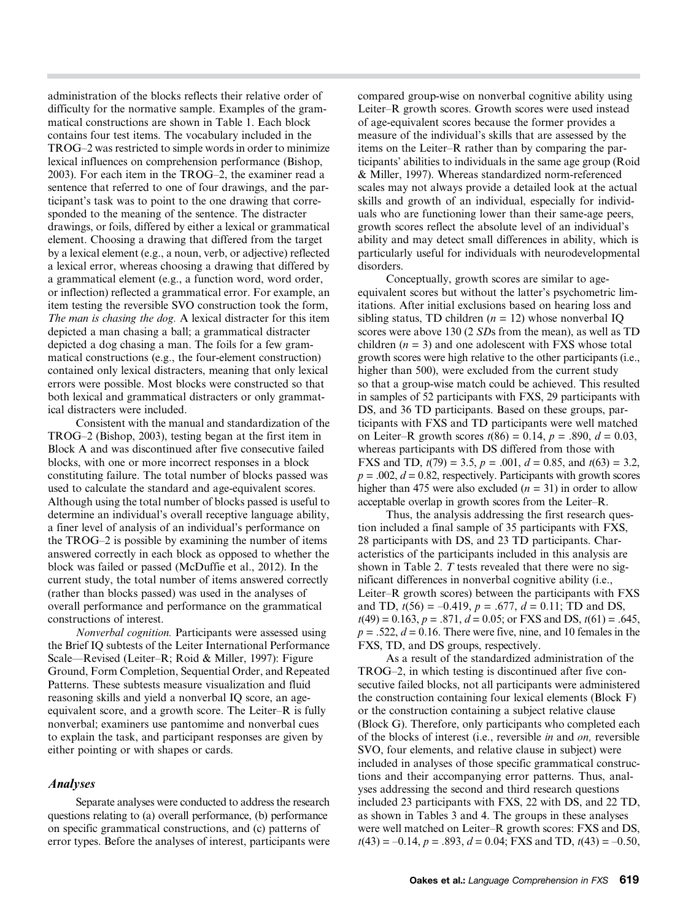administration of the blocks reflects their relative order of difficulty for the normative sample. Examples of the grammatical constructions are shown in Table 1. Each block contains four test items. The vocabulary included in the TROG–2 was restricted to simple words in order to minimize lexical influences on comprehension performance (Bishop, 2003). For each item in the TROG–2, the examiner read a sentence that referred to one of four drawings, and the participant's task was to point to the one drawing that corresponded to the meaning of the sentence. The distracter drawings, or foils, differed by either a lexical or grammatical element. Choosing a drawing that differed from the target by a lexical element (e.g., a noun, verb, or adjective) reflected a lexical error, whereas choosing a drawing that differed by a grammatical element (e.g., a function word, word order, or inflection) reflected a grammatical error. For example, an item testing the reversible SVO construction took the form, *The man is chasing the dog.* A lexical distracter for this item depicted a man chasing a ball; a grammatical distracter depicted a dog chasing a man. The foils for a few grammatical constructions (e.g., the four-element construction) contained only lexical distracters, meaning that only lexical errors were possible. Most blocks were constructed so that both lexical and grammatical distracters or only grammatical distracters were included.

Consistent with the manual and standardization of the TROG–2 (Bishop, 2003), testing began at the first item in Block A and was discontinued after five consecutive failed blocks, with one or more incorrect responses in a block constituting failure. The total number of blocks passed was used to calculate the standard and age-equivalent scores. Although using the total number of blocks passed is useful to determine an individual's overall receptive language ability, a finer level of analysis of an individual's performance on the TROG–2 is possible by examining the number of items answered correctly in each block as opposed to whether the block was failed or passed (McDuffie et al., 2012). In the current study, the total number of items answered correctly (rather than blocks passed) was used in the analyses of overall performance and performance on the grammatical constructions of interest.

*Nonverbal cognition.* Participants were assessed using the Brief IQ subtests of the Leiter International Performance Scale—Revised (Leiter–R; Roid & Miller, 1997): Figure Ground, Form Completion, Sequential Order, and Repeated Patterns. These subtests measure visualization and fluid reasoning skills and yield a nonverbal IQ score, an age-equivalent score, and a growth score. The Leiter–R is fully nonverbal; examiners use pantomime and nonverbal cues to explain the task, and participant responses are given by either pointing or with shapes or cards.

### *Analyses*

Separate analyses were conducted to address the research questions relating to (a) overall performance, (b) performance on specific grammatical constructions, and (c) patterns of error types. Before the analyses of interest, participants were compared group-wise on nonverbal cognitive ability using Leiter–R growth scores. Growth scores were used instead of age-equivalent scores because the former provides a measure of the individual's skills that are assessed by the items on the Leiter–R rather than by comparing the participants' abilities to individuals in the same age group (Roid & Miller, 1997). Whereas standardized norm-referenced scales may not always provide a detailed look at the actual skills and growth of an individual, especially for individuals who are functioning lower than their same-age peers, growth scores reflect the absolute level of an individual's ability and may detect small differences in ability, which is particularly useful for individuals with neurodevelopmental disorders.

Conceptually, growth scores are similar to age-equivalent scores but without the latter's psychometric limitations. After initial exclusions based on hearing loss and sibling status, TD children ($n = 12$) whose nonverbal IQ scores were above 130 (2 *SD*s from the mean), as well as TD children ($n = 3$) and one adolescent with FXS whose total growth scores were high relative to the other participants (i.e., higher than 500), were excluded from the current study so that a group-wise match could be achieved. This resulted in samples of 52 participants with FXS, 29 participants with DS, and 36 TD participants. Based on these groups, participants with FXS and TD participants were well matched on Leiter–R growth scores $t(86) = 0.14$, $p = .890$, $d = 0.03$, whereas participants with DS differed from those with FXS and TD, $t(79) = 3.5$, $p = .001$, $d = 0.85$, and $t(63) = 3.2$, $p = .002$, $d = 0.82$, respectively. Participants with growth scores higher than 475 were also excluded ($n = 31$) in order to allow acceptable overlap in growth scores from the Leiter–R.

Thus, the analysis addressing the first research question included a final sample of 35 participants with FXS, 28 participants with DS, and 23 TD participants. Characteristics of the participants included in this analysis are shown in Table 2. *T* tests revealed that there were no significant differences in nonverbal cognitive ability (i.e., Leiter–R growth scores) between the participants with FXS and TD, $t(56) = -0.419$, $p = .677$, $d = 0.11$; TD and DS, $t(49) = 0.163$, $p = .871$, $d = 0.05$; or FXS and DS, $t(61) = .645$, $p = .522$, $d = 0.16$. There were five, nine, and 10 females in the FXS, TD, and DS groups, respectively.

As a result of the standardized administration of the TROG–2, in which testing is discontinued after five consecutive failed blocks, not all participants were administered the construction containing four lexical elements (Block F) or the construction containing a subject relative clause (Block G). Therefore, only participants who completed each of the blocks of interest (i.e., reversible *in* and *on,* reversible SVO, four elements, and relative clause in subject) were included in analyses of those specific grammatical constructions and their accompanying error patterns. Thus, analyses addressing the second and third research questions included 23 participants with FXS, 22 with DS, and 22 TD, as shown in Tables 3 and 4. The groups in these analyses were well matched on Leiter–R growth scores: FXS and DS, $t(43) = -0.14$, $p = .893$, $d = 0.04$; FXS and TD, $t(43) = -0.50$,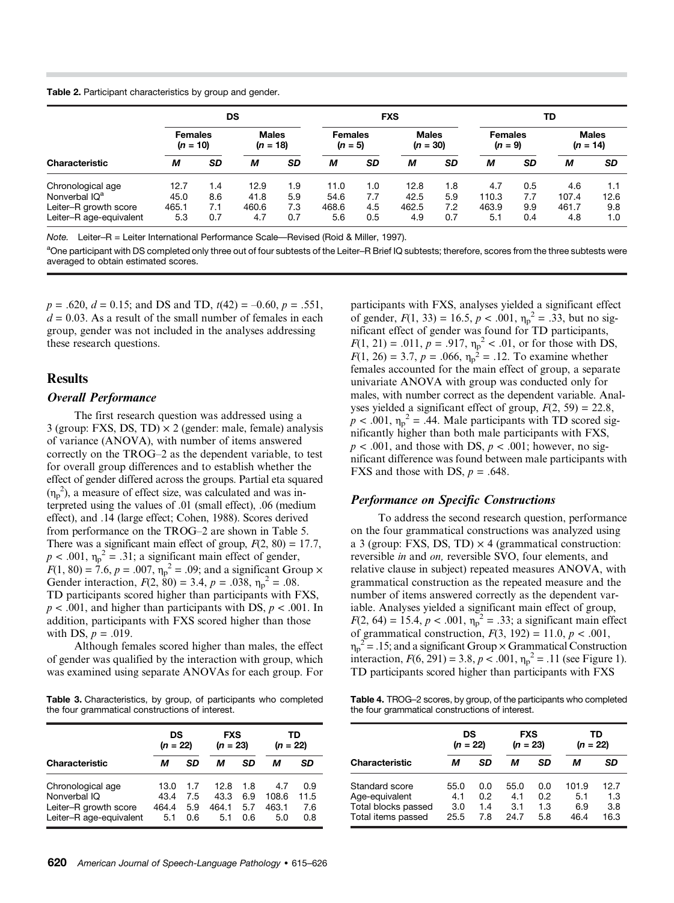**Table 2.** Participant characteristics by group and gender.

| Characteristic | DS | | | | FXS | | | | TD | | | |
|---|---|---|---|---|---|---|---|---|---|---|---|---|
| | Females ($n$ = 10) | | Males ($n$ = 18) | | Females ($n$ = 5) | | Males ($n$ = 30) | | Females ($n$ = 9) | | Males ($n$ = 14) | |
| | *M* | *SD* | *M* | *SD* | *M* | *SD* | *M* | *SD* | *M* | *SD* | *M* | *SD* |
| Chronological age | 12.7 | 1.4 | 12.9 | 1.9 | 11.0 | 1.0 | 12.8 | 1.8 | 4.7 | 0.5 | 4.6 | 1.1 |
| Nonverbal IQ[a] | 45.0 | 8.6 | 41.8 | 5.9 | 54.6 | 7.7 | 42.5 | 5.9 | 110.3 | 7.7 | 107.4 | 12.6 |
| Leiter–R growth score | 465.1 | 7.1 | 460.6 | 7.3 | 468.6 | 4.5 | 462.5 | 7.2 | 463.9 | 9.9 | 461.7 | 9.8 |
| Leiter–R age-equivalent | 5.3 | 0.7 | 4.7 | 0.7 | 5.6 | 0.5 | 4.9 | 0.7 | 5.1 | 0.4 | 4.8 | 1.0 |

*Note.* Leiter–R = Leiter International Performance Scale—Revised (Roid & Miller, 1997).

[a]One participant with DS completed only three out of four subtests of the Leiter–R Brief IQ subtests; therefore, scores from the three subtests were averaged to obtain estimated scores.

$p = .620$, $d = 0.15$; and DS and TD, $t(42) = -0.60$, $p = .551$, $d = 0.03$. As a result of the small number of females in each group, gender was not included in the analyses addressing these research questions.

## Results

### *Overall Performance*

The first research question was addressed using a 3 (group: FXS, DS, TD) × 2 (gender: male, female) analysis of variance (ANOVA), with number of items answered correctly on the TROG–2 as the dependent variable, to test for overall group differences and to establish whether the effect of gender differed across the groups. Partial eta squared ($\eta_p^2$), a measure of effect size, was calculated and was interpreted using the values of .01 (small effect), .06 (medium effect), and .14 (large effect; Cohen, 1988). Scores derived from performance on the TROG–2 are shown in Table 5. There was a significant main effect of group, $F(2, 80) = 17.7$, $p < .001$, $\eta_p^2 = .31$; a significant main effect of gender, $F(1, 80) = 7.6$, $p = .007$, $\eta_p^2 = .09$; and a significant Group × Gender interaction, $F(2, 80) = 3.4$, $p = .038$, $\eta_p^2 = .08$. TD participants scored higher than participants with FXS, $p < .001$, and higher than participants with DS, $p < .001$. In addition, participants with FXS scored higher than those with DS, $p = .019$.

Although females scored higher than males, the effect of gender was qualified by the interaction with group, which was examined using separate ANOVAs for each group. For participants with FXS, analyses yielded a significant effect of gender, $F(1, 33) = 16.5$, $p < .001$, $\eta_p^2 = .33$, but no significant effect of gender was found for TD participants, $F(1, 21) = .011$, $p = .917$, $\eta_p^2 < .01$, or for those with DS, $F(1, 26) = 3.7$, $p = .066$, $\eta_p^2 = .12$. To examine whether females accounted for the main effect of group, a separate univariate ANOVA with group was conducted only for males, with number correct as the dependent variable. Analyses yielded a significant effect of group, $F(2, 59) = 22.8$, $p < .001$, $\eta_p^2 = .44$. Male participants with TD scored significantly higher than both male participants with FXS, $p < .001$, and those with DS, $p < .001$; however, no significant difference was found between male participants with FXS and those with DS, $p = .648$.

### *Performance on Specific Constructions*

To address the second research question, performance on the four grammatical constructions was analyzed using a 3 (group: FXS, DS, TD) × 4 (grammatical construction: reversible *in* and *on,* reversible SVO, four elements, and relative clause in subject) repeated measures ANOVA, with grammatical construction as the repeated measure and the number of items answered correctly as the dependent variable. Analyses yielded a significant main effect of group, $F(2, 64) = 15.4$, $p < .001$, $\eta_p^2 = .33$; a significant main effect of grammatical construction, $F(3, 192) = 11.0$, $p < .001$, $\eta_p^2 = .15$; and a significant Group × Grammatical Construction interaction, $F(6, 291) = 3.8$, $p < .001$, $\eta_p^2 = .11$ (see Figure 1). TD participants scored higher than participants with FXS

**Table 3.** Characteristics, by group, of participants who completed the four grammatical constructions of interest.

| Characteristic | DS ($n$ = 22) | | FXS ($n$ = 23) | | TD ($n$ = 22) | |
|---|---|---|---|---|---|---|
| | *M* | *SD* | *M* | *SD* | *M* | *SD* |
| Chronological age | 13.0 | 1.7 | 12.8 | 1.8 | 4.7 | 0.9 |
| Nonverbal IQ | 43.4 | 7.5 | 43.3 | 6.9 | 108.6 | 11.5 |
| Leiter–R growth score | 464.4 | 5.9 | 464.1 | 5.7 | 463.1 | 7.6 |
| Leiter–R age-equivalent | 5.1 | 0.6 | 5.1 | 0.6 | 5.0 | 0.8 |

**Table 4.** TROG–2 scores, by group, of the participants who completed the four grammatical constructions of interest.

| Characteristic | DS ($n$ = 22) | | FXS ($n$ = 23) | | TD ($n$ = 22) | |
|---|---|---|---|---|---|---|
| | *M* | *SD* | *M* | *SD* | *M* | *SD* |
| Standard score | 55.0 | 0.0 | 55.0 | 0.0 | 101.9 | 12.7 |
| Age-equivalent | 4.1 | 0.2 | 4.1 | 0.2 | 5.1 | 1.3 |
| Total blocks passed | 3.0 | 1.4 | 3.1 | 1.3 | 6.9 | 3.8 |
| Total items passed | 25.5 | 7.8 | 24.7 | 5.8 | 46.4 | 16.3 |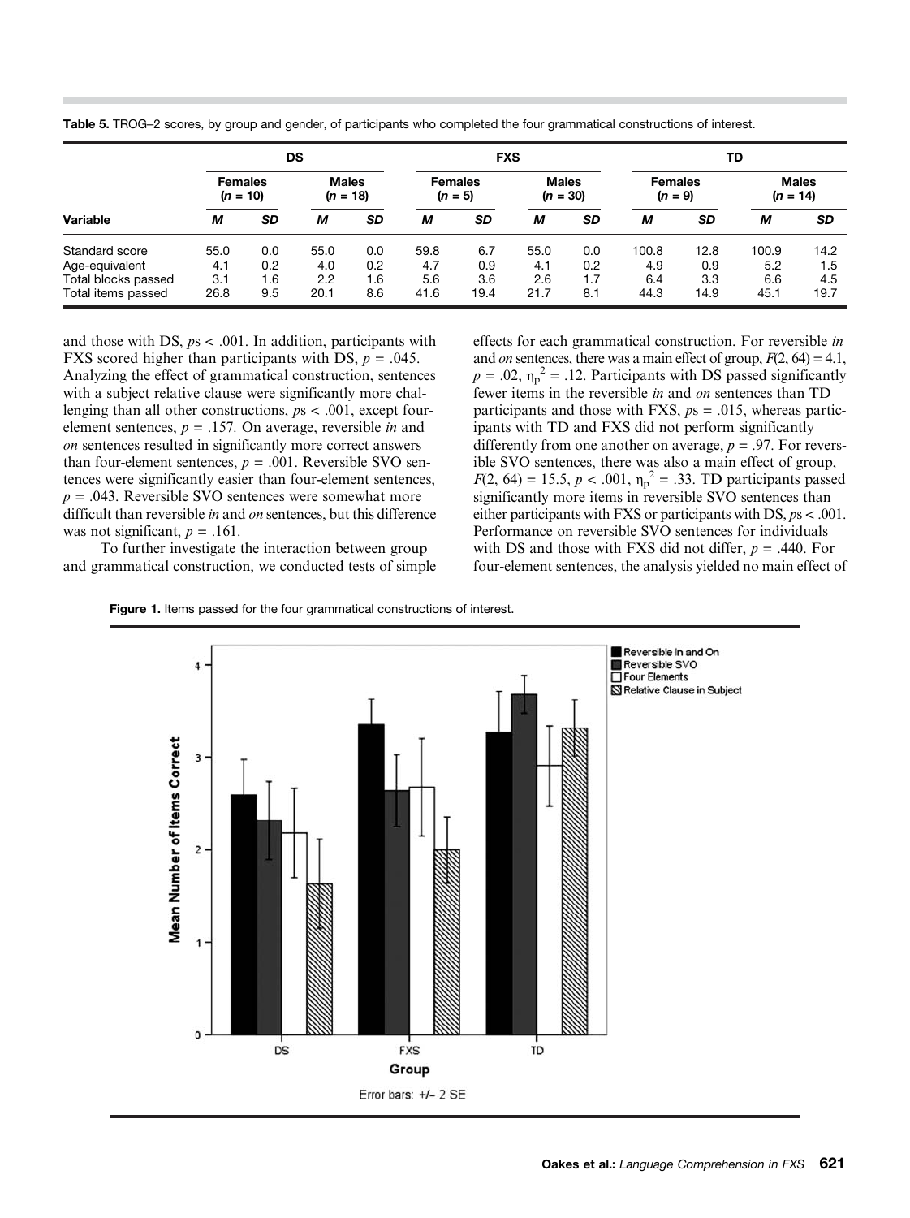**Table 5.** TROG–2 scores, by group and gender, of participants who completed the four grammatical constructions of interest.

| | DS | | | | FXS | | | | TD | | | |
|---|---|---|---|---|---|---|---|---|---|---|---|---|
| | Females ($n$ = 10) | | Males ($n$ = 18) | | Females ($n$ = 5) | | Males ($n$ = 30) | | Females ($n$ = 9) | | Males ($n$ = 14) | |
| Variable | *M* | *SD* | *M* | *SD* | *M* | *SD* | *M* | *SD* | *M* | *SD* | *M* | *SD* |
| Standard score | 55.0 | 0.0 | 55.0 | 0.0 | 59.8 | 6.7 | 55.0 | 0.0 | 100.8 | 12.8 | 100.9 | 14.2 |
| Age-equivalent | 4.1 | 0.2 | 4.0 | 0.2 | 4.7 | 0.9 | 4.1 | 0.2 | 4.9 | 0.9 | 5.2 | 1.5 |
| Total blocks passed | 3.1 | 1.6 | 2.2 | 1.6 | 5.6 | 3.6 | 2.6 | 1.7 | 6.4 | 3.3 | 6.6 | 4.5 |
| Total items passed | 26.8 | 9.5 | 20.1 | 8.6 | 41.6 | 19.4 | 21.7 | 8.1 | 44.3 | 14.9 | 45.1 | 19.7 |

and those with DS, $ps < .001$. In addition, participants with FXS scored higher than participants with DS, $p = .045$. Analyzing the effect of grammatical construction, sentences with a subject relative clause were significantly more challenging than all other constructions, $ps < .001$, except four-element sentences, $p = .157$. On average, reversible *in* and *on* sentences resulted in significantly more correct answers than four-element sentences, $p = .001$. Reversible SVO sentences were significantly easier than four-element sentences, $p = .043$. Reversible SVO sentences were somewhat more difficult than reversible *in* and *on* sentences, but this difference was not significant, $p = .161$.

To further investigate the interaction between group and grammatical construction, we conducted tests of simple effects for each grammatical construction. For reversible *in* and *on* sentences, there was a main effect of group, $F(2, 64) = 4.1$, $p = .02$, $\eta_p^2 = .12$. Participants with DS passed significantly fewer items in the reversible *in* and *on* sentences than TD participants and those with FXS, $ps = .015$, whereas participants with TD and FXS did not perform significantly differently from one another on average, $p = .97$. For reversible SVO sentences, there was also a main effect of group, $F(2, 64) = 15.5$, $p < .001$, $\eta_p^2 = .33$. TD participants passed significantly more items in reversible SVO sentences than either participants with FXS or participants with DS, $ps < .001$. Performance on reversible SVO sentences for individuals with DS and those with FXS did not differ, $p = .440$. For four-element sentences, the analysis yielded no main effect of

**Figure 1.** Items passed for the four grammatical constructions of interest.

Error bars: +/– 2 SE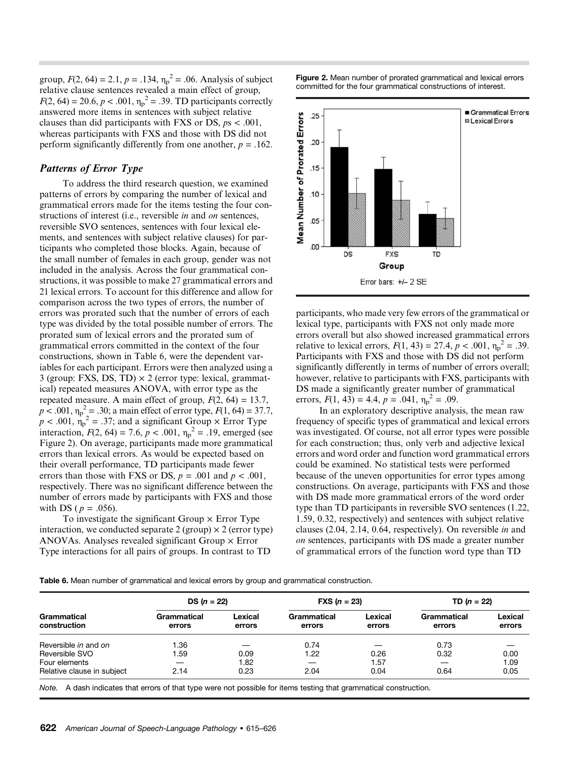group, $F(2, 64) = 2.1$, $p = .134$, $\eta_p^2 = .06$. Analysis of subject relative clause sentences revealed a main effect of group, $F(2, 64) = 20.6$, $p < .001$, $\eta_p^2 = .39$. TD participants correctly answered more items in sentences with subject relative clauses than did participants with FXS or DS, $ps < .001$, whereas participants with FXS and those with DS did not perform significantly differently from one another, $p = .162$.

### *Patterns of Error Type*

To address the third research question, we examined patterns of errors by comparing the number of lexical and grammatical errors made for the items testing the four constructions of interest (i.e., reversible *in* and *on* sentences, reversible SVO sentences, sentences with four lexical elements, and sentences with subject relative clauses) for participants who completed those blocks. Again, because of the small number of females in each group, gender was not included in the analysis. Across the four grammatical constructions, it was possible to make 27 grammatical errors and 21 lexical errors. To account for this difference and allow for comparison across the two types of errors, the number of errors was prorated such that the number of errors of each type was divided by the total possible number of errors. The prorated sum of lexical errors and the prorated sum of grammatical errors committed in the context of the four constructions, shown in Table 6, were the dependent variables for each participant. Errors were then analyzed using a 3 (group: FXS, DS, TD) × 2 (error type: lexical, grammatical) repeated measures ANOVA, with error type as the repeated measure. A main effect of group, $F(2, 64) = 13.7$, $p < .001$, $\eta_p^2 = .30$; a main effect of error type, $F(1, 64) = 37.7$, $p < .001$, $\eta_p^2 = .37$; and a significant Group × Error Type interaction, $F(2, 64) = 7.6$, $p < .001$, $\eta_p^2 = .19$, emerged (see Figure 2). On average, participants made more grammatical errors than lexical errors. As would be expected based on their overall performance, TD participants made fewer errors than those with FXS or DS, $p = .001$ and $p < .001$, respectively. There was no significant difference between the number of errors made by participants with FXS and those with DS ($p = .056$).

To investigate the significant Group × Error Type interaction, we conducted separate 2 (group) × 2 (error type) ANOVAs. Analyses revealed significant Group × Error Type interactions for all pairs of groups. In contrast to TD participants, who made very few errors of the grammatical or lexical type, participants with FXS not only made more errors overall but also showed increased grammatical errors relative to lexical errors, $F(1, 43) = 27.4$, $p < .001$, $\eta_p^2 = .39$. Participants with FXS and those with DS did not perform significantly differently in terms of number of errors overall; however, relative to participants with FXS, participants with DS made a significantly greater number of grammatical errors, $F(1, 43) = 4.4$, $p = .041$, $\eta_p^2 = .09$.

**Figure 2.** Mean number of prorated grammatical and lexical errors committed for the four grammatical constructions of interest.

In an exploratory descriptive analysis, the mean raw frequency of specific types of grammatical and lexical errors was investigated. Of course, not all error types were possible for each construction; thus, only verb and adjective lexical errors and word order and function word grammatical errors could be examined. No statistical tests were performed because of the uneven opportunities for error types among constructions. On average, participants with FXS and those with DS made more grammatical errors of the word order type than TD participants in reversible SVO sentences (1.22, 1.59, 0.32, respectively) and sentences with subject relative clauses (2.04, 2.14, 0.64, respectively). On reversible *in* and *on* sentences, participants with DS made a greater number of grammatical errors of the function word type than TD

**Table 6.** Mean number of grammatical and lexical errors by group and grammatical construction.

| Grammatical construction | DS (*n* = 22) | | FXS (*n* = 23) | | TD (*n* = 22) | |
|---|---|---|---|---|---|---|
| | Grammatical errors | Lexical errors | Grammatical errors | Lexical errors | Grammatical errors | Lexical errors |
| Reversible *in* and *on* | 1.36 | — | 0.74 | — | 0.73 | — |
| Reversible SVO | 1.59 | 0.09 | 1.22 | 0.26 | 0.32 | 0.00 |
| Four elements | — | 1.82 | — | 1.57 | — | 1.09 |
| Relative clause in subject | 2.14 | 0.23 | 2.04 | 0.04 | 0.64 | 0.05 |

*Note.* A dash indicates that errors of that type were not possible for items testing that grammatical construction.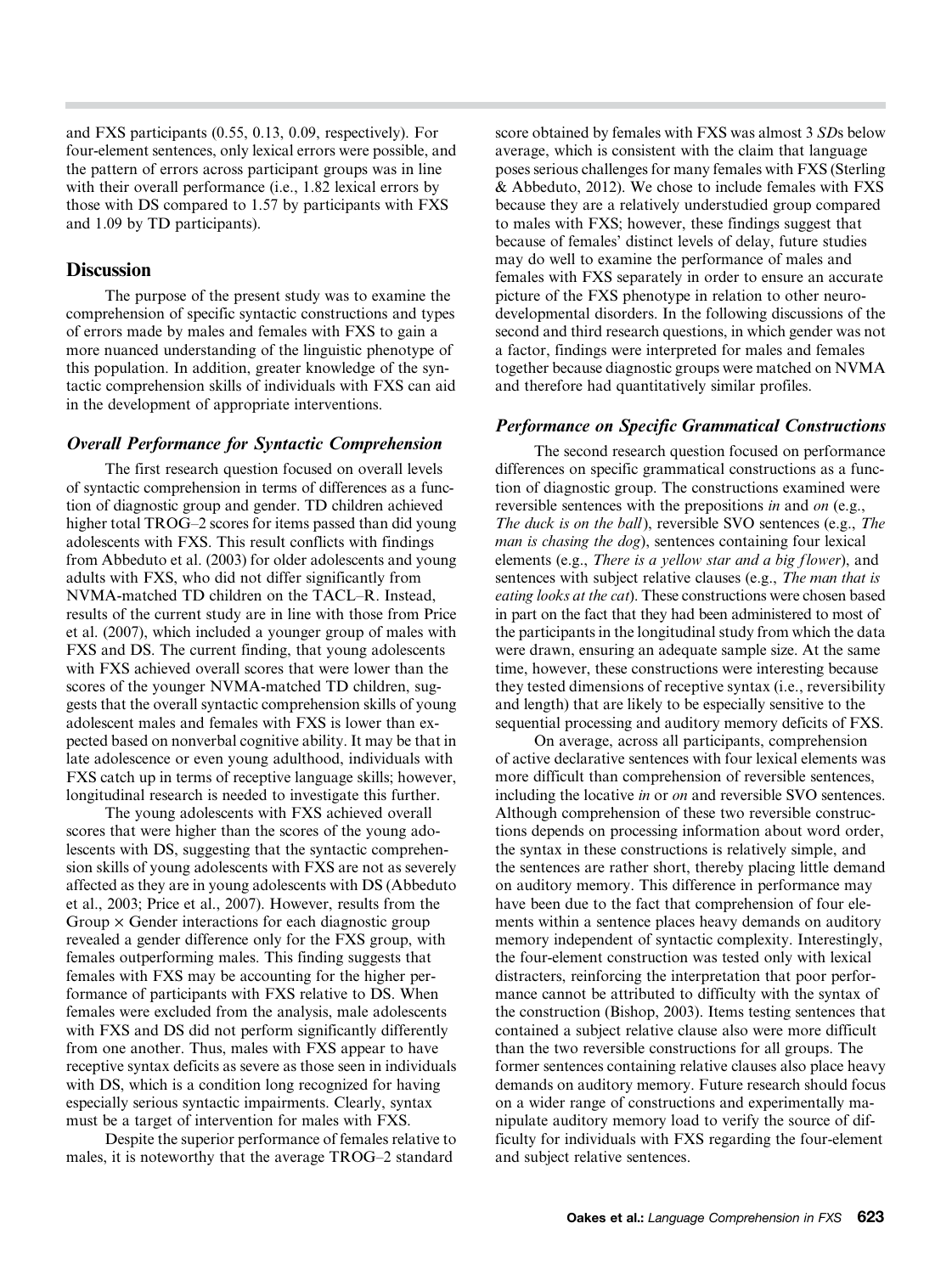and FXS participants (0.55, 0.13, 0.09, respectively). For four-element sentences, only lexical errors were possible, and the pattern of errors across participant groups was in line with their overall performance (i.e., 1.82 lexical errors by those with DS compared to 1.57 by participants with FXS and 1.09 by TD participants).

## Discussion

The purpose of the present study was to examine the comprehension of specific syntactic constructions and types of errors made by males and females with FXS to gain a more nuanced understanding of the linguistic phenotype of this population. In addition, greater knowledge of the syntactic comprehension skills of individuals with FXS can aid in the development of appropriate interventions.

### *Overall Performance for Syntactic Comprehension*

The first research question focused on overall levels of syntactic comprehension in terms of differences as a function of diagnostic group and gender. TD children achieved higher total TROG–2 scores for items passed than did young adolescents with FXS. This result conflicts with findings from Abbeduto et al. (2003) for older adolescents and young adults with FXS, who did not differ significantly from NVMA-matched TD children on the TACL–R. Instead, results of the current study are in line with those from Price et al. (2007), which included a younger group of males with FXS and DS. The current finding, that young adolescents with FXS achieved overall scores that were lower than the scores of the younger NVMA-matched TD children, suggests that the overall syntactic comprehension skills of young adolescent males and females with FXS is lower than expected based on nonverbal cognitive ability. It may be that in late adolescence or even young adulthood, individuals with FXS catch up in terms of receptive language skills; however, longitudinal research is needed to investigate this further.

The young adolescents with FXS achieved overall scores that were higher than the scores of the young adolescents with DS, suggesting that the syntactic comprehension skills of young adolescents with FXS are not as severely affected as they are in young adolescents with DS (Abbeduto et al., 2003; Price et al., 2007). However, results from the Group × Gender interactions for each diagnostic group revealed a gender difference only for the FXS group, with females outperforming males. This finding suggests that females with FXS may be accounting for the higher performance of participants with FXS relative to DS. When females were excluded from the analysis, male adolescents with FXS and DS did not perform significantly differently from one another. Thus, males with FXS appear to have receptive syntax deficits as severe as those seen in individuals with DS, which is a condition long recognized for having especially serious syntactic impairments. Clearly, syntax must be a target of intervention for males with FXS.

Despite the superior performance of females relative to males, it is noteworthy that the average TROG–2 standard score obtained by females with FXS was almost 3 *SD*s below average, which is consistent with the claim that language poses serious challenges for many females with FXS (Sterling & Abbeduto, 2012). We chose to include females with FXS because they are a relatively understudied group compared to males with FXS; however, these findings suggest that because of females' distinct levels of delay, future studies may do well to examine the performance of males and females with FXS separately in order to ensure an accurate picture of the FXS phenotype in relation to other neurodevelopmental disorders. In the following discussions of the second and third research questions, in which gender was not a factor, findings were interpreted for males and females together because diagnostic groups were matched on NVMA and therefore had quantitatively similar profiles.

### *Performance on Specific Grammatical Constructions*

The second research question focused on performance differences on specific grammatical constructions as a function of diagnostic group. The constructions examined were reversible sentences with the prepositions *in* and *on* (e.g., *The duck is on the ball*), reversible SVO sentences (e.g., *The man is chasing the dog*), sentences containing four lexical elements (e.g., *There is a yellow star and a big flower*), and sentences with subject relative clauses (e.g., *The man that is eating looks at the cat*). These constructions were chosen based in part on the fact that they had been administered to most of the participants in the longitudinal study from which the data were drawn, ensuring an adequate sample size. At the same time, however, these constructions were interesting because they tested dimensions of receptive syntax (i.e., reversibility and length) that are likely to be especially sensitive to the sequential processing and auditory memory deficits of FXS.

On average, across all participants, comprehension of active declarative sentences with four lexical elements was more difficult than comprehension of reversible sentences, including the locative *in* or *on* and reversible SVO sentences. Although comprehension of these two reversible constructions depends on processing information about word order, the syntax in these constructions is relatively simple, and the sentences are rather short, thereby placing little demand on auditory memory. This difference in performance may have been due to the fact that comprehension of four elements within a sentence places heavy demands on auditory memory independent of syntactic complexity. Interestingly, the four-element construction was tested only with lexical distracters, reinforcing the interpretation that poor performance cannot be attributed to difficulty with the syntax of the construction (Bishop, 2003). Items testing sentences that contained a subject relative clause also were more difficult than the two reversible constructions for all groups. The former sentences containing relative clauses also place heavy demands on auditory memory. Future research should focus on a wider range of constructions and experimentally manipulate auditory memory load to verify the source of difficulty for individuals with FXS regarding the four-element and subject relative sentences.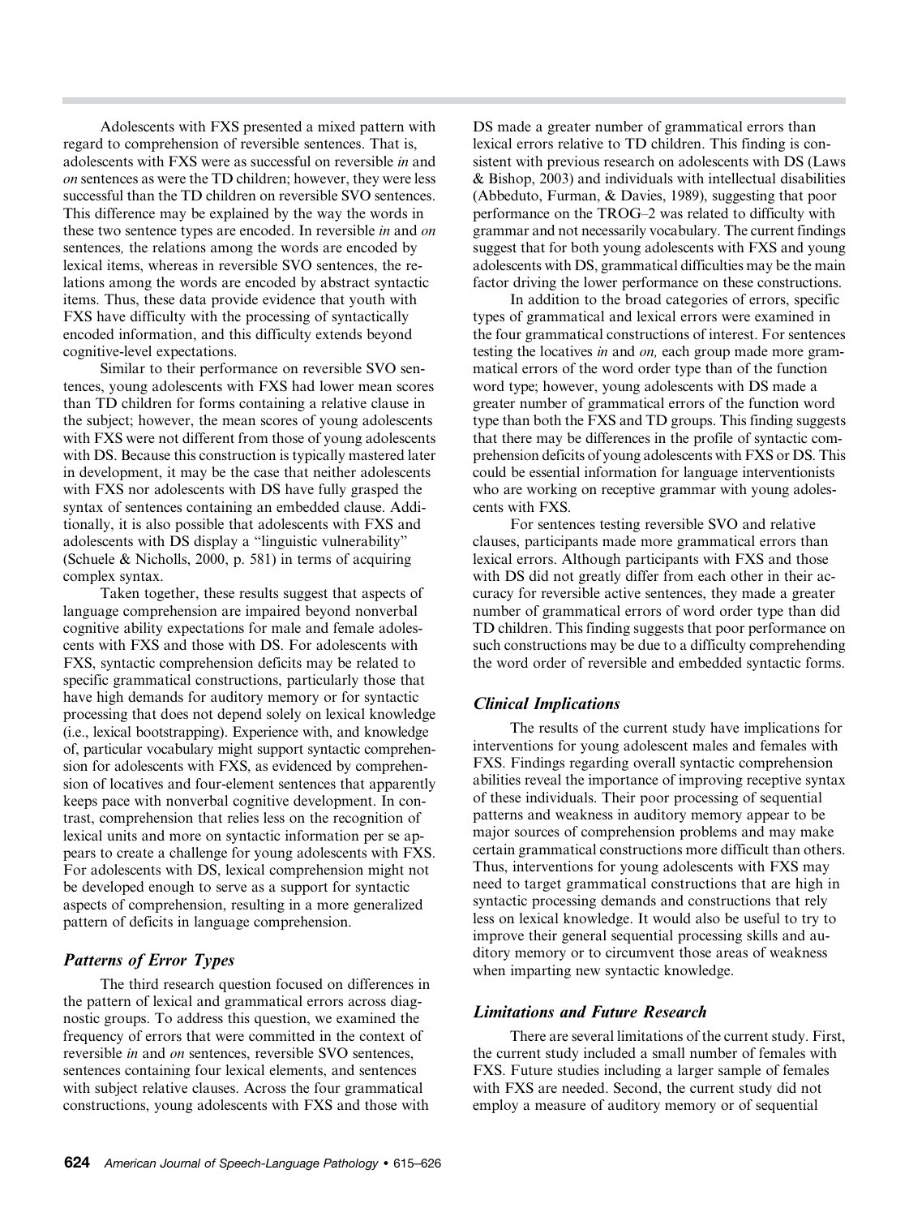Adolescents with FXS presented a mixed pattern with regard to comprehension of reversible sentences. That is, adolescents with FXS were as successful on reversible *in* and *on* sentences as were the TD children; however, they were less successful than the TD children on reversible SVO sentences. This difference may be explained by the way the words in these two sentence types are encoded. In reversible *in* and *on* sentences*,* the relations among the words are encoded by lexical items, whereas in reversible SVO sentences, the relations among the words are encoded by abstract syntactic items. Thus, these data provide evidence that youth with FXS have difficulty with the processing of syntactically encoded information, and this difficulty extends beyond cognitive-level expectations.

Similar to their performance on reversible SVO sentences, young adolescents with FXS had lower mean scores than TD children for forms containing a relative clause in the subject; however, the mean scores of young adolescents with FXS were not different from those of young adolescents with DS. Because this construction is typically mastered later in development, it may be the case that neither adolescents with FXS nor adolescents with DS have fully grasped the syntax of sentences containing an embedded clause. Additionally, it is also possible that adolescents with FXS and adolescents with DS display a "linguistic vulnerability" (Schuele & Nicholls, 2000, p. 581) in terms of acquiring complex syntax.

Taken together, these results suggest that aspects of language comprehension are impaired beyond nonverbal cognitive ability expectations for male and female adolescents with FXS and those with DS. For adolescents with FXS, syntactic comprehension deficits may be related to specific grammatical constructions, particularly those that have high demands for auditory memory or for syntactic processing that does not depend solely on lexical knowledge (i.e., lexical bootstrapping). Experience with, and knowledge of, particular vocabulary might support syntactic comprehension for adolescents with FXS, as evidenced by comprehension of locatives and four-element sentences that apparently keeps pace with nonverbal cognitive development. In contrast, comprehension that relies less on the recognition of lexical units and more on syntactic information per se appears to create a challenge for young adolescents with FXS. For adolescents with DS, lexical comprehension might not be developed enough to serve as a support for syntactic aspects of comprehension, resulting in a more generalized pattern of deficits in language comprehension.

### *Patterns of Error Types*

The third research question focused on differences in the pattern of lexical and grammatical errors across diagnostic groups. To address this question, we examined the frequency of errors that were committed in the context of reversible *in* and *on* sentences, reversible SVO sentences, sentences containing four lexical elements, and sentences with subject relative clauses. Across the four grammatical constructions, young adolescents with FXS and those with DS made a greater number of grammatical errors than lexical errors relative to TD children. This finding is consistent with previous research on adolescents with DS (Laws & Bishop, 2003) and individuals with intellectual disabilities (Abbeduto, Furman, & Davies, 1989), suggesting that poor performance on the TROG–2 was related to difficulty with grammar and not necessarily vocabulary. The current findings suggest that for both young adolescents with FXS and young adolescents with DS, grammatical difficulties may be the main factor driving the lower performance on these constructions.

In addition to the broad categories of errors, specific types of grammatical and lexical errors were examined in the four grammatical constructions of interest. For sentences testing the locatives *in* and *on,* each group made more grammatical errors of the word order type than of the function word type; however, young adolescents with DS made a greater number of grammatical errors of the function word type than both the FXS and TD groups. This finding suggests that there may be differences in the profile of syntactic comprehension deficits of young adolescents with FXS or DS. This could be essential information for language interventionists who are working on receptive grammar with young adolescents with FXS.

For sentences testing reversible SVO and relative clauses, participants made more grammatical errors than lexical errors. Although participants with FXS and those with DS did not greatly differ from each other in their accuracy for reversible active sentences, they made a greater number of grammatical errors of word order type than did TD children. This finding suggests that poor performance on such constructions may be due to a difficulty comprehending the word order of reversible and embedded syntactic forms.

### *Clinical Implications*

The results of the current study have implications for interventions for young adolescent males and females with FXS. Findings regarding overall syntactic comprehension abilities reveal the importance of improving receptive syntax of these individuals. Their poor processing of sequential patterns and weakness in auditory memory appear to be major sources of comprehension problems and may make certain grammatical constructions more difficult than others. Thus, interventions for young adolescents with FXS may need to target grammatical constructions that are high in syntactic processing demands and constructions that rely less on lexical knowledge. It would also be useful to try to improve their general sequential processing skills and auditory memory or to circumvent those areas of weakness when imparting new syntactic knowledge.

### *Limitations and Future Research*

There are several limitations of the current study. First, the current study included a small number of females with FXS. Future studies including a larger sample of females with FXS are needed. Second, the current study did not employ a measure of auditory memory or of sequential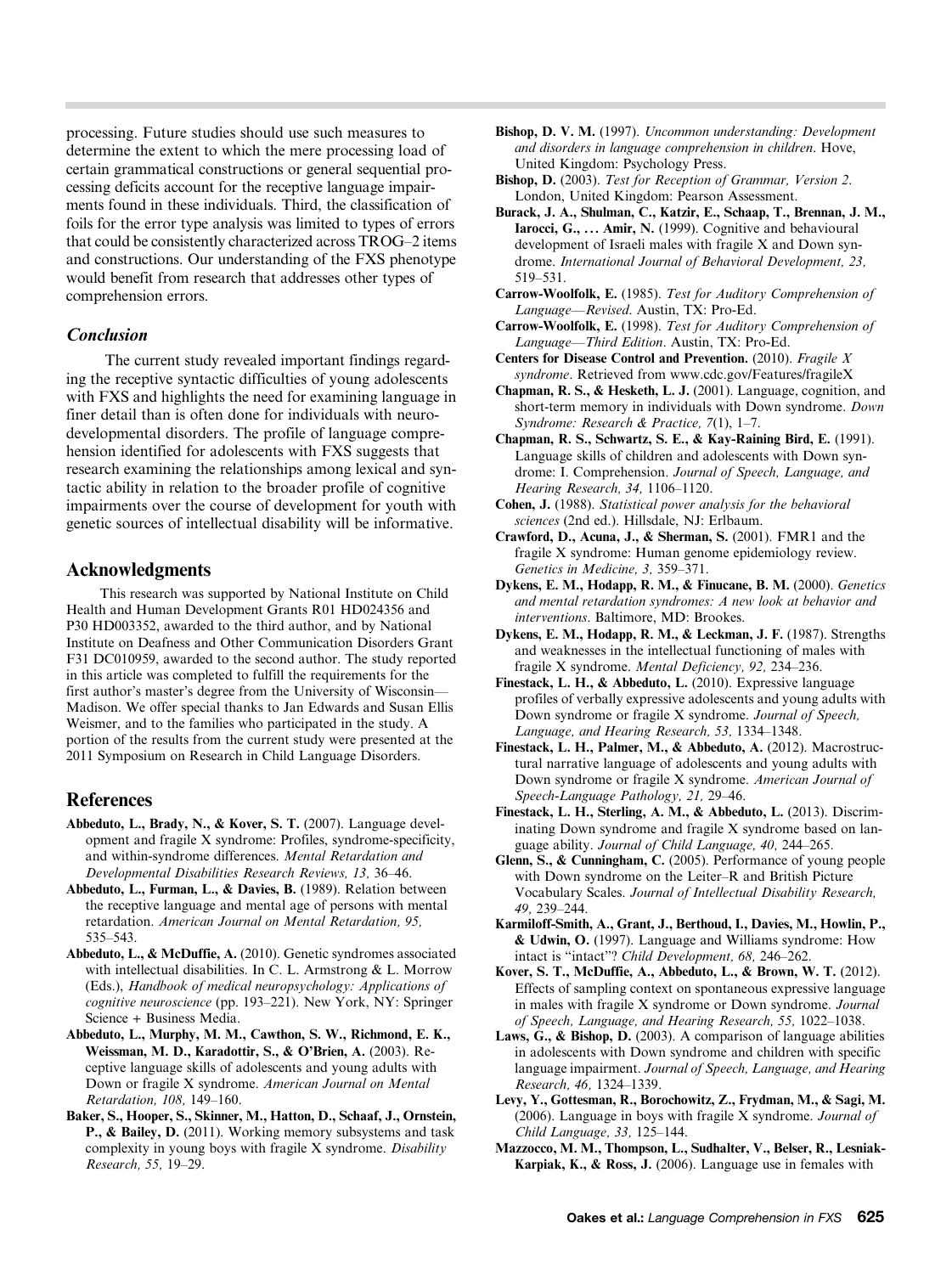processing. Future studies should use such measures to determine the extent to which the mere processing load of certain grammatical constructions or general sequential processing deficits account for the receptive language impairments found in these individuals. Third, the classification of foils for the error type analysis was limited to types of errors that could be consistently characterized across TROG–2 items and constructions. Our understanding of the FXS phenotype would benefit from research that addresses other types of comprehension errors.

### Conclusion

The current study revealed important findings regarding the receptive syntactic difficulties of young adolescents with FXS and highlights the need for examining language in finer detail than is often done for individuals with neurodevelopmental disorders. The profile of language comprehension identified for adolescents with FXS suggests that research examining the relationships among lexical and syntactic ability in relation to the broader profile of cognitive impairments over the course of development for youth with genetic sources of intellectual disability will be informative.

## Acknowledgments

This research was supported by National Institute on Child Health and Human Development Grants R01 HD024356 and P30 HD003352, awarded to the third author, and by National Institute on Deafness and Other Communication Disorders Grant F31 DC010959, awarded to the second author. The study reported in this article was completed to fulfill the requirements for the first author's master's degree from the University of Wisconsin—Madison. We offer special thanks to Jan Edwards and Susan Ellis Weismer, and to the families who participated in the study. A portion of the results from the current study were presented at the 2011 Symposium on Research in Child Language Disorders.

## References

**Abbeduto, L., Brady, N., & Kover, S. T.** (2007). Language development and fragile X syndrome: Profiles, syndrome-specificity, and within-syndrome differences. *Mental Retardation and Developmental Disabilities Research Reviews, 13,* 36–46.

**Abbeduto, L., Furman, L., & Davies, B.** (1989). Relation between the receptive language and mental age of persons with mental retardation. *American Journal on Mental Retardation, 95,* 535–543.

**Abbeduto, L., & McDuffie, A.** (2010). Genetic syndromes associated with intellectual disabilities. In C. L. Armstrong & L. Morrow (Eds.), *Handbook of medical neuropsychology: Applications of cognitive neuroscience* (pp. 193–221). New York, NY: Springer Science + Business Media.

**Abbeduto, L., Murphy, M. M., Cawthon, S. W., Richmond, E. K., Weissman, M. D., Karadottir, S., & O'Brien, A.** (2003). Receptive language skills of adolescents and young adults with Down or fragile X syndrome. *American Journal on Mental Retardation, 108,* 149–160.

**Baker, S., Hooper, S., Skinner, M., Hatton, D., Schaaf, J., Ornstein, P., & Bailey, D.** (2011). Working memory subsystems and task complexity in young boys with fragile X syndrome. *Disability Research, 55,* 19–29.

**Bishop, D. V. M.** (1997). *Uncommon understanding: Development and disorders in language comprehension in children*. Hove, United Kingdom: Psychology Press.

**Bishop, D.** (2003). *Test for Reception of Grammar, Version 2*. London, United Kingdom: Pearson Assessment.

**Burack, J. A., Shulman, C., Katzir, E., Schaap, T., Brennan, J. M., Iarocci, G., … Amir, N.** (1999). Cognitive and behavioural development of Israeli males with fragile X and Down syndrome. *International Journal of Behavioral Development, 23,* 519–531.

**Carrow-Woolfolk, E.** (1985). *Test for Auditory Comprehension of Language—Revised*. Austin, TX: Pro-Ed.

**Carrow-Woolfolk, E.** (1998). *Test for Auditory Comprehension of Language—Third Edition*. Austin, TX: Pro-Ed.

**Centers for Disease Control and Prevention.** (2010). *Fragile X syndrome*. Retrieved from www.cdc.gov/Features/fragileX

**Chapman, R. S., & Hesketh, L. J.** (2001). Language, cognition, and short-term memory in individuals with Down syndrome. *Down Syndrome: Research & Practice, 7*(1), 1–7.

**Chapman, R. S., Schwartz, S. E., & Kay-Raining Bird, E.** (1991). Language skills of children and adolescents with Down syndrome: I. Comprehension. *Journal of Speech, Language, and Hearing Research, 34,* 1106–1120.

**Cohen, J.** (1988). *Statistical power analysis for the behavioral sciences* (2nd ed.). Hillsdale, NJ: Erlbaum.

**Crawford, D., Acuna, J., & Sherman, S.** (2001). FMR1 and the fragile X syndrome: Human genome epidemiology review. *Genetics in Medicine, 3,* 359–371.

**Dykens, E. M., Hodapp, R. M., & Finucane, B. M.** (2000). *Genetics and mental retardation syndromes: A new look at behavior and interventions*. Baltimore, MD: Brookes.

**Dykens, E. M., Hodapp, R. M., & Leckman, J. F.** (1987). Strengths and weaknesses in the intellectual functioning of males with fragile X syndrome. *Mental Deficiency, 92,* 234–236.

**Finestack, L. H., & Abbeduto, L.** (2010). Expressive language profiles of verbally expressive adolescents and young adults with Down syndrome or fragile X syndrome. *Journal of Speech, Language, and Hearing Research, 53,* 1334–1348.

**Finestack, L. H., Palmer, M., & Abbeduto, A.** (2012). Macrostructural narrative language of adolescents and young adults with Down syndrome or fragile X syndrome. *American Journal of Speech-Language Pathology, 21,* 29–46.

**Finestack, L. H., Sterling, A. M., & Abbeduto, L.** (2013). Discriminating Down syndrome and fragile X syndrome based on language ability. *Journal of Child Language, 40,* 244–265.

**Glenn, S., & Cunningham, C.** (2005). Performance of young people with Down syndrome on the Leiter–R and British Picture Vocabulary Scales. *Journal of Intellectual Disability Research, 49,* 239–244.

**Karmiloff-Smith, A., Grant, J., Berthoud, I., Davies, M., Howlin, P., & Udwin, O.** (1997). Language and Williams syndrome: How intact is "intact"? *Child Development, 68,* 246–262.

**Kover, S. T., McDuffie, A., Abbeduto, L., & Brown, W. T.** (2012). Effects of sampling context on spontaneous expressive language in males with fragile X syndrome or Down syndrome. *Journal of Speech, Language, and Hearing Research, 55,* 1022–1038.

**Laws, G., & Bishop, D.** (2003). A comparison of language abilities in adolescents with Down syndrome and children with specific language impairment. *Journal of Speech, Language, and Hearing Research, 46,* 1324–1339.

**Levy, Y., Gottesman, R., Borochowitz, Z., Frydman, M., & Sagi, M.** (2006). Language in boys with fragile X syndrome. *Journal of Child Language, 33,* 125–144.

**Mazzocco, M. M., Thompson, L., Sudhalter, V., Belser, R., Lesniak-Karpiak, K., & Ross, J.** (2006). Language use in females with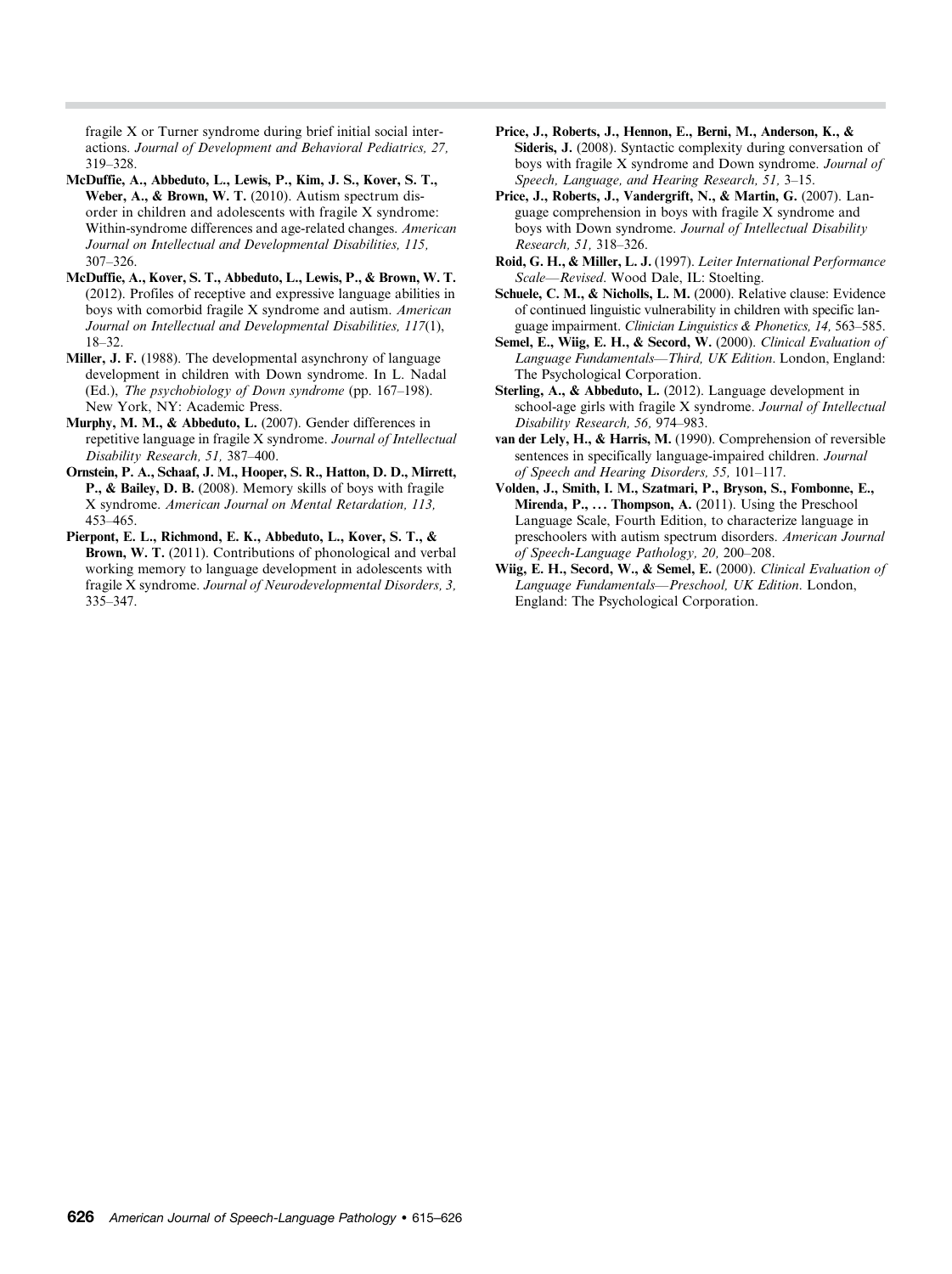fragile X or Turner syndrome during brief initial social interactions. *Journal of Development and Behavioral Pediatrics, 27,* 319–328.

**McDuffie, A., Abbeduto, L., Lewis, P., Kim, J. S., Kover, S. T., Weber, A., & Brown, W. T.** (2010). Autism spectrum disorder in children and adolescents with fragile X syndrome: Within-syndrome differences and age-related changes. *American Journal on Intellectual and Developmental Disabilities, 115,* 307–326.

**McDuffie, A., Kover, S. T., Abbeduto, L., Lewis, P., & Brown, W. T.** (2012). Profiles of receptive and expressive language abilities in boys with comorbid fragile X syndrome and autism. *American Journal on Intellectual and Developmental Disabilities, 117*(1), 18–32.

**Miller, J. F.** (1988). The developmental asynchrony of language development in children with Down syndrome. In L. Nadal (Ed.), *The psychobiology of Down syndrome* (pp. 167–198). New York, NY: Academic Press.

**Murphy, M. M., & Abbeduto, L.** (2007). Gender differences in repetitive language in fragile X syndrome. *Journal of Intellectual Disability Research, 51,* 387–400.

**Ornstein, P. A., Schaaf, J. M., Hooper, S. R., Hatton, D. D., Mirrett, P., & Bailey, D. B.** (2008). Memory skills of boys with fragile X syndrome. *American Journal on Mental Retardation, 113,* 453–465.

**Pierpont, E. L., Richmond, E. K., Abbeduto, L., Kover, S. T., & Brown, W. T.** (2011). Contributions of phonological and verbal working memory to language development in adolescents with fragile X syndrome. *Journal of Neurodevelopmental Disorders, 3,* 335–347.

**Price, J., Roberts, J., Hennon, E., Berni, M., Anderson, K., & Sideris, J.** (2008). Syntactic complexity during conversation of boys with fragile X syndrome and Down syndrome. *Journal of Speech, Language, and Hearing Research, 51,* 3–15.

**Price, J., Roberts, J., Vandergrift, N., & Martin, G.** (2007). Language comprehension in boys with fragile X syndrome and boys with Down syndrome. *Journal of Intellectual Disability Research, 51,* 318–326.

**Roid, G. H., & Miller, L. J.** (1997). *Leiter International Performance Scale—Revised*. Wood Dale, IL: Stoelting.

**Schuele, C. M., & Nicholls, L. M.** (2000). Relative clause: Evidence of continued linguistic vulnerability in children with specific language impairment. *Clinician Linguistics & Phonetics, 14,* 563–585.

**Semel, E., Wiig, E. H., & Secord, W.** (2000). *Clinical Evaluation of Language Fundamentals—Third, UK Edition*. London, England: The Psychological Corporation.

**Sterling, A., & Abbeduto, L.** (2012). Language development in school-age girls with fragile X syndrome. *Journal of Intellectual Disability Research, 56,* 974–983.

**van der Lely, H., & Harris, M.** (1990). Comprehension of reversible sentences in specifically language-impaired children. *Journal of Speech and Hearing Disorders, 55,* 101–117.

**Volden, J., Smith, I. M., Szatmari, P., Bryson, S., Fombonne, E., Mirenda, P., … Thompson, A.** (2011). Using the Preschool Language Scale, Fourth Edition, to characterize language in preschoolers with autism spectrum disorders. *American Journal of Speech-Language Pathology, 20,* 200–208.

**Wiig, E. H., Secord, W., & Semel, E.** (2000). *Clinical Evaluation of Language Fundamentals—Preschool, UK Edition*. London, England: The Psychological Corporation.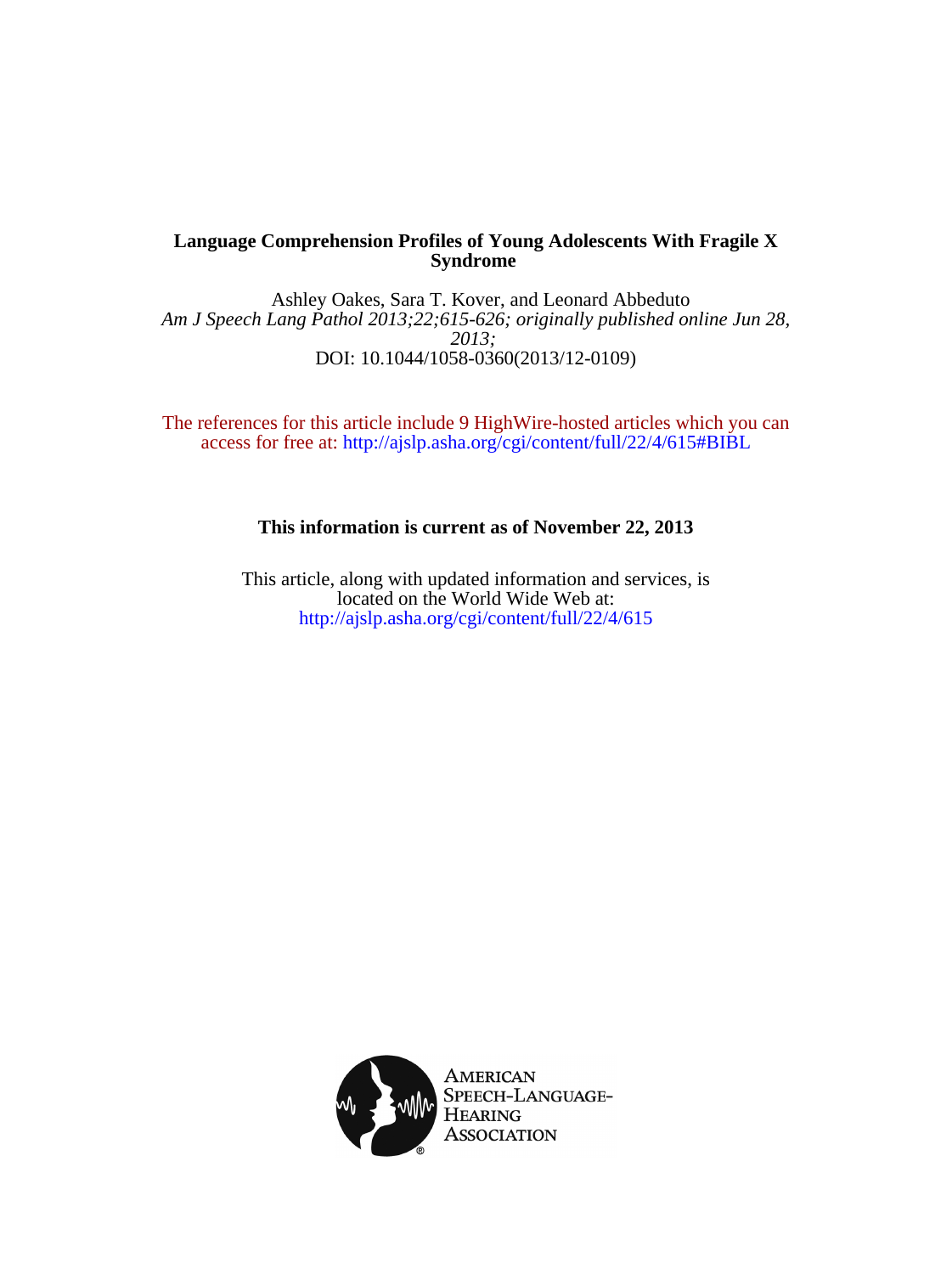**Language Comprehension Profiles of Young Adolescents With Fragile X Syndrome**

Ashley Oakes, Sara T. Kover, and Leonard Abbeduto

*Am J Speech Lang Pathol 2013;22;615-626; originally published online Jun 28, 2013;*

DOI: 10.1044/1058-0360(2013/12-0109)

The references for this article include 9 HighWire-hosted articles which you can access for free at: http://ajslp.asha.org/cgi/content/full/22/4/615#BIBL

**This information is current as of November 22, 2013**

This article, along with updated information and services, is located on the World Wide Web at:
http://ajslp.asha.org/cgi/content/full/22/4/615

American Speech-Language-Hearing Association